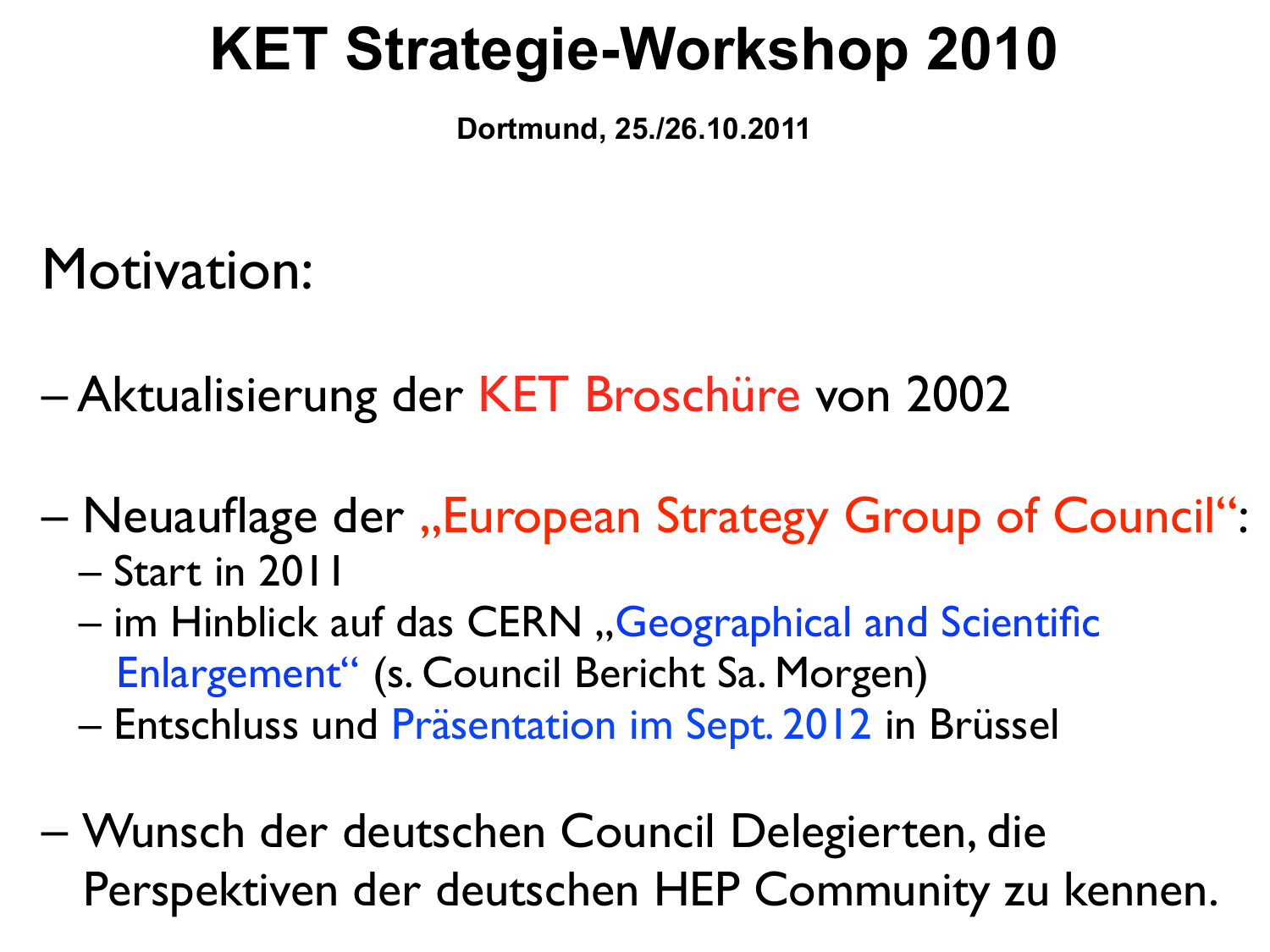# KET Strategie-Workshop 2010

**Dortmund, 25./26.10.2011**

## Motivation:

- Aktualisierung der KET Broschüre von 2002
- Neuauflage der „European Strategy Group of Council“:
  - Start in 2011
  - im Hinblick auf das CERN „Geographical and Scientific Enlargement“ (s. Council Bericht Sa. Morgen)
  - Entschluss und Präsentation im Sept. 2012 in Brüssel
- Wunsch der deutschen Council Delegierten, die Perspektiven der deutschen HEP Community zu kennen.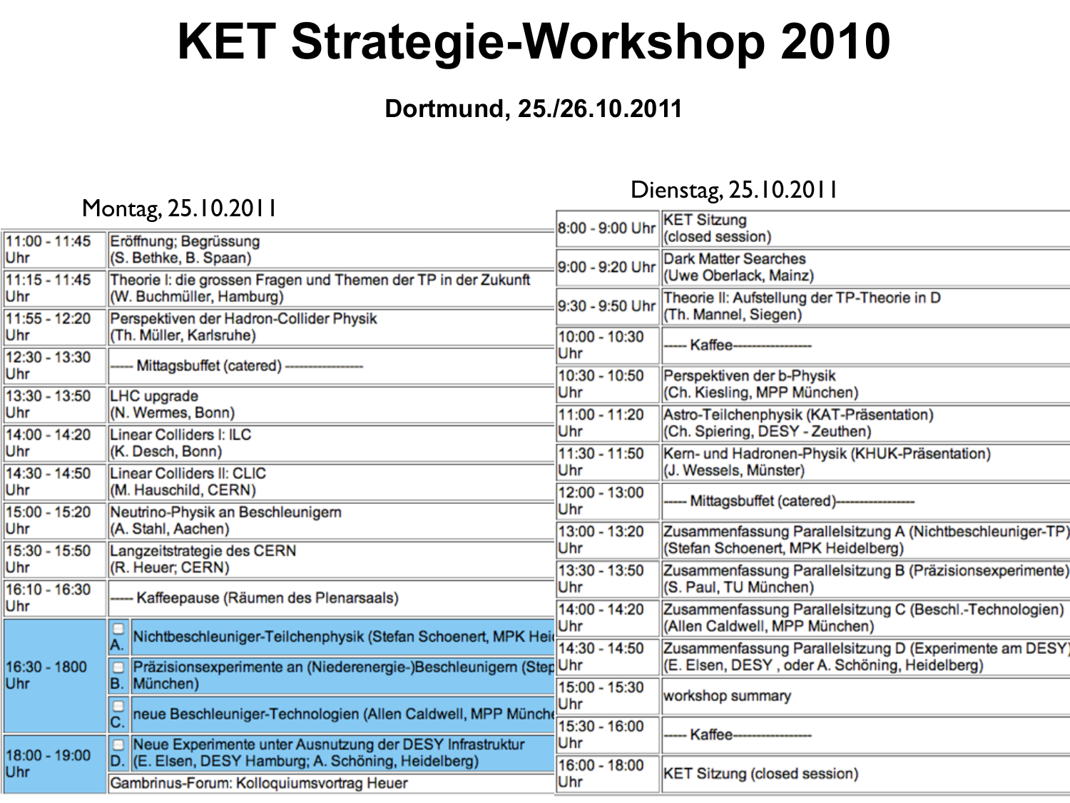# KET Strategie-Workshop 2010

**Dortmund, 25./26.10.2011**

## Montag, 25.10.2011

| Zeit | Programm |
|---|---|
| 11:00 - 11:45 Uhr | Eröffnung; Begrüssung (S. Bethke, B. Spaan) |
| 11:15 - 11:45 Uhr | Theorie I: die grossen Fragen und Themen der TP in der Zukunft (W. Buchmüller, Hamburg) |
| 11:55 - 12:20 Uhr | Perspektiven der Hadron-Collider Physik (Th. Müller, Karlsruhe) |
| 12:30 - 13:30 Uhr | ----- Mittagsbuffet (catered) ----------------- |
| 13:30 - 13:50 Uhr | LHC upgrade (N. Wermes, Bonn) |
| 14:00 - 14:20 Uhr | Linear Colliders I: ILC (K. Desch, Bonn) |
| 14:30 - 14:50 Uhr | Linear Colliders II: CLIC (M. Hauschild, CERN) |
| 15:00 - 15:20 Uhr | Neutrino-Physik an Beschleunigern (A. Stahl, Aachen) |
| 15:30 - 15:50 Uhr | Langzeitstrategie des CERN (R. Heuer; CERN) |
| 16:10 - 16:30 Uhr | ----- Kaffeepause (Räumen des Plenarsaals) |
| 16:30 - 1800 Uhr | A. Nichtbeschleuniger-Teilchenphysik (Stefan Schoenert, MPK Hei |
| | B. Präzisionsexperimente an (Niederenergie-)Beschleunigern (Step München) |
| | C. neue Beschleuniger-Technologien (Allen Caldwell, MPP Münch |
| 18:00 - 19:00 Uhr | D. Neue Experimente unter Ausnutzung der DESY Infrastruktur (E. Elsen, DESY Hamburg; A. Schöning, Heidelberg) |
| | Gambrinus-Forum: Kolloquiumsvortrag Heuer |

## Dienstag, 25.10.2011

| Zeit | Programm |
|---|---|
| 8:00 - 9:00 Uhr | KET Sitzung (closed session) |
| 9:00 - 9:20 Uhr | Dark Matter Searches (Uwe Oberlack, Mainz) |
| 9:30 - 9:50 Uhr | Theorie II: Aufstellung der TP-Theorie in D (Th. Mannel, Siegen) |
| 10:00 - 10:30 Uhr | ---- Kaffee----------------- |
| 10:30 - 10:50 Uhr | Perspektiven der b-Physik (Ch. Kiesling, MPP München) |
| 11:00 - 11:20 Uhr | Astro-Teilchenphysik (KAT-Präsentation) (Ch. Spiering, DESY - Zeuthen) |
| 11:30 - 11:50 Uhr | Kern- und Hadronen-Physik (KHUK-Präsentation) (J. Wessels, Münster) |
| 12:00 - 13:00 Uhr | ---- Mittagsbuffet (catered)----------------- |
| 13:00 - 13:20 Uhr | Zusammenfassung Parallelsitzung A (Nichtbeschleuniger-TP) (Stefan Schoenert, MPK Heidelberg) |
| 13:30 - 13:50 Uhr | Zusammenfassung Parallelsitzung B (Präzisionsexperimente) (S. Paul, TU München) |
| 14:00 - 14:20 Uhr | Zusammenfassung Parallelsitzung C (Beschl.-Technologien) (Allen Caldwell, MPP München) |
| 14:30 - 14:50 Uhr | Zusammenfassung Parallelsitzung D (Experimente am DESY (E. Elsen, DESY , oder A. Schöning, Heidelberg) |
| 15:00 - 15:30 Uhr | workshop summary |
| 15:30 - 16:00 Uhr | ---- Kaffee----------------- |
| 16:00 - 18:00 Uhr | KET Sitzung (closed session) |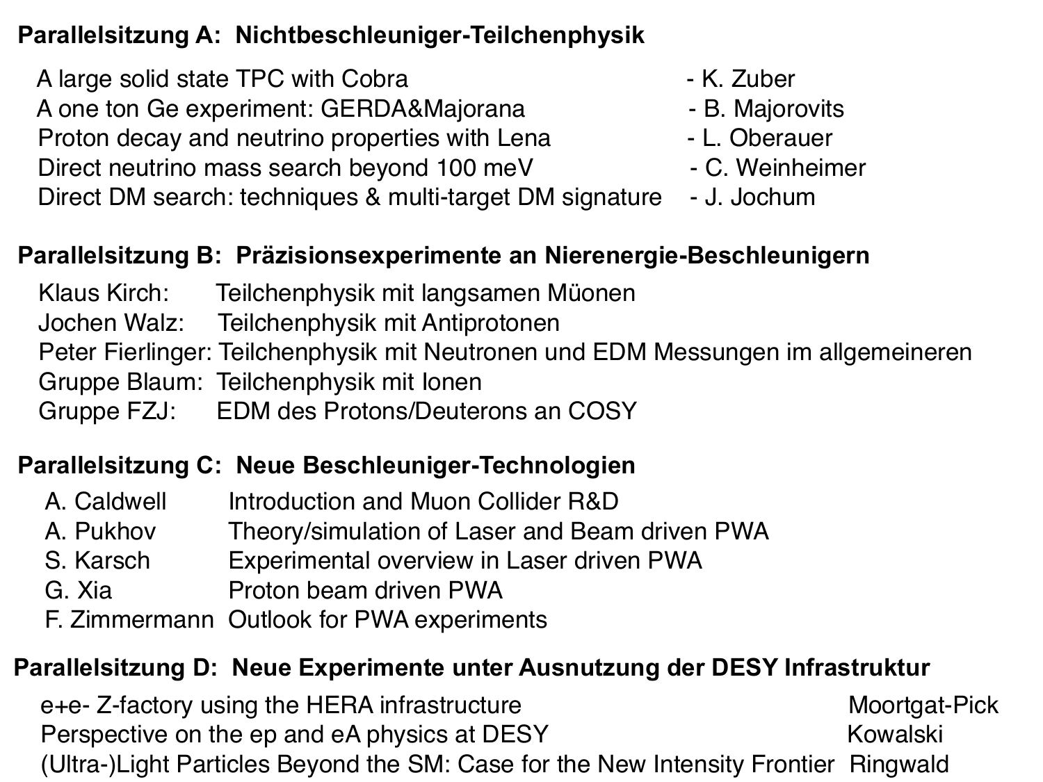**Parallelsitzung A: Nichtbeschleuniger-Teilchenphysik**

- A large solid state TPC with Cobra - K. Zuber
- A one ton Ge experiment: GERDA&Majorana - B. Majorovits
- Proton decay and neutrino properties with Lena - L. Oberauer
- Direct neutrino mass search beyond 100 meV - C. Weinheimer
- Direct DM search: techniques & multi-target DM signature - J. Jochum

**Parallelsitzung B: Präzisionsexperimente an Nierenergie-Beschleunigern**

- Klaus Kirch: Teilchenphysik mit langsamen Müonen
- Jochen Walz: Teilchenphysik mit Antiprotonen
- Peter Fierlinger: Teilchenphysik mit Neutronen und EDM Messungen im allgemeineren
- Gruppe Blaum: Teilchenphysik mit Ionen
- Gruppe FZJ: EDM des Protons/Deuterons an COSY

**Parallelsitzung C: Neue Beschleuniger-Technologien**

- A. Caldwell Introduction and Muon Collider R&D
- A. Pukhov Theory/simulation of Laser and Beam driven PWA
- S. Karsch Experimental overview in Laser driven PWA
- G. Xia Proton beam driven PWA
- F. Zimmermann Outlook for PWA experiments

**Parallelsitzung D: Neue Experimente unter Ausnutzung der DESY Infrastruktur**

- e+e- Z-factory using the HERA infrastructure Moortgat-Pick
- Perspective on the ep and eA physics at DESY Kowalski
- (Ultra-)Light Particles Beyond the SM: Case for the New Intensity Frontier Ringwald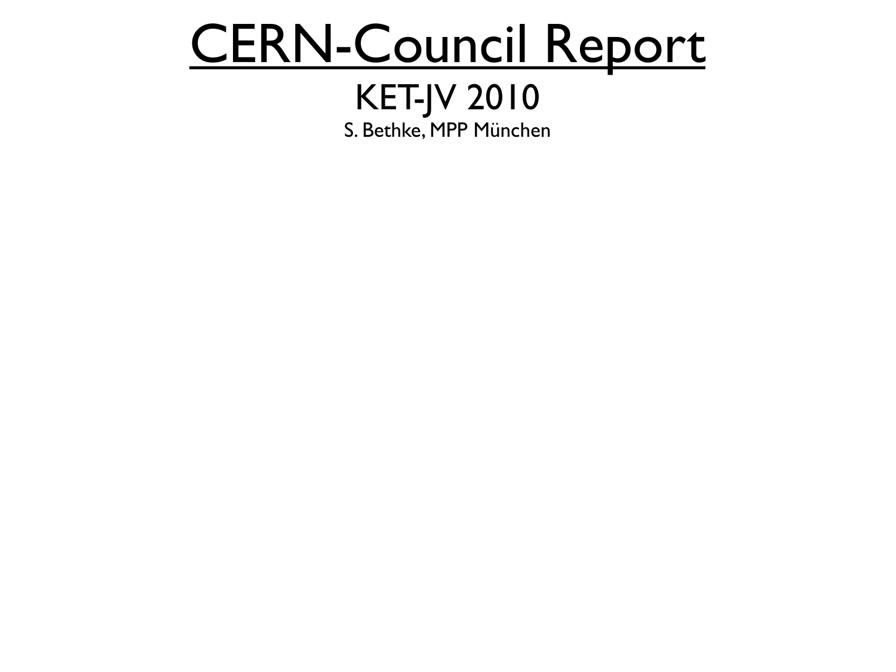# CERN-Council Report

## KET-JV 2010

S. Bethke, MPP München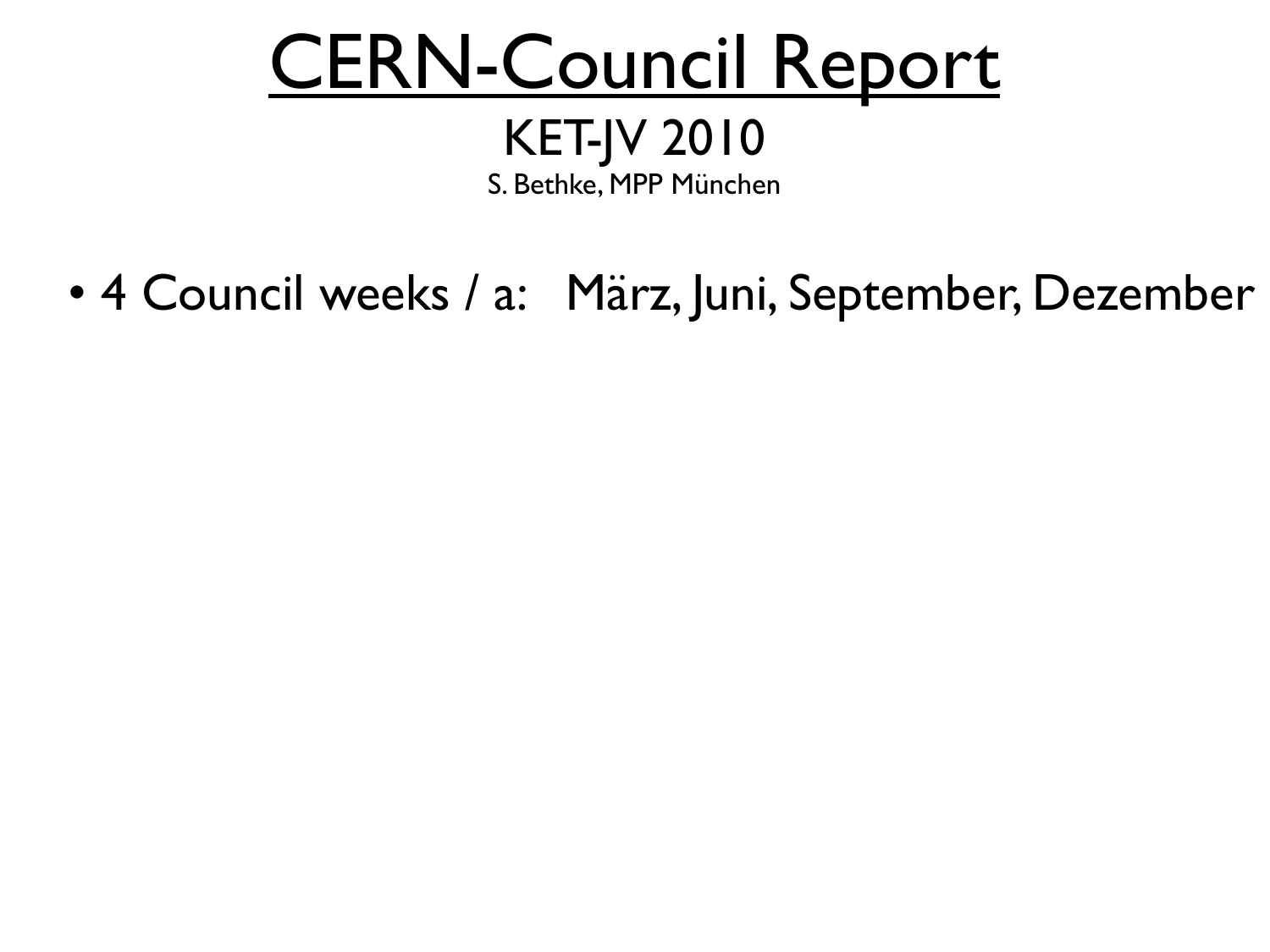# CERN-Council Report

## KET-JV 2010

S. Bethke, MPP München

- 4 Council weeks / a: März, Juni, September, Dezember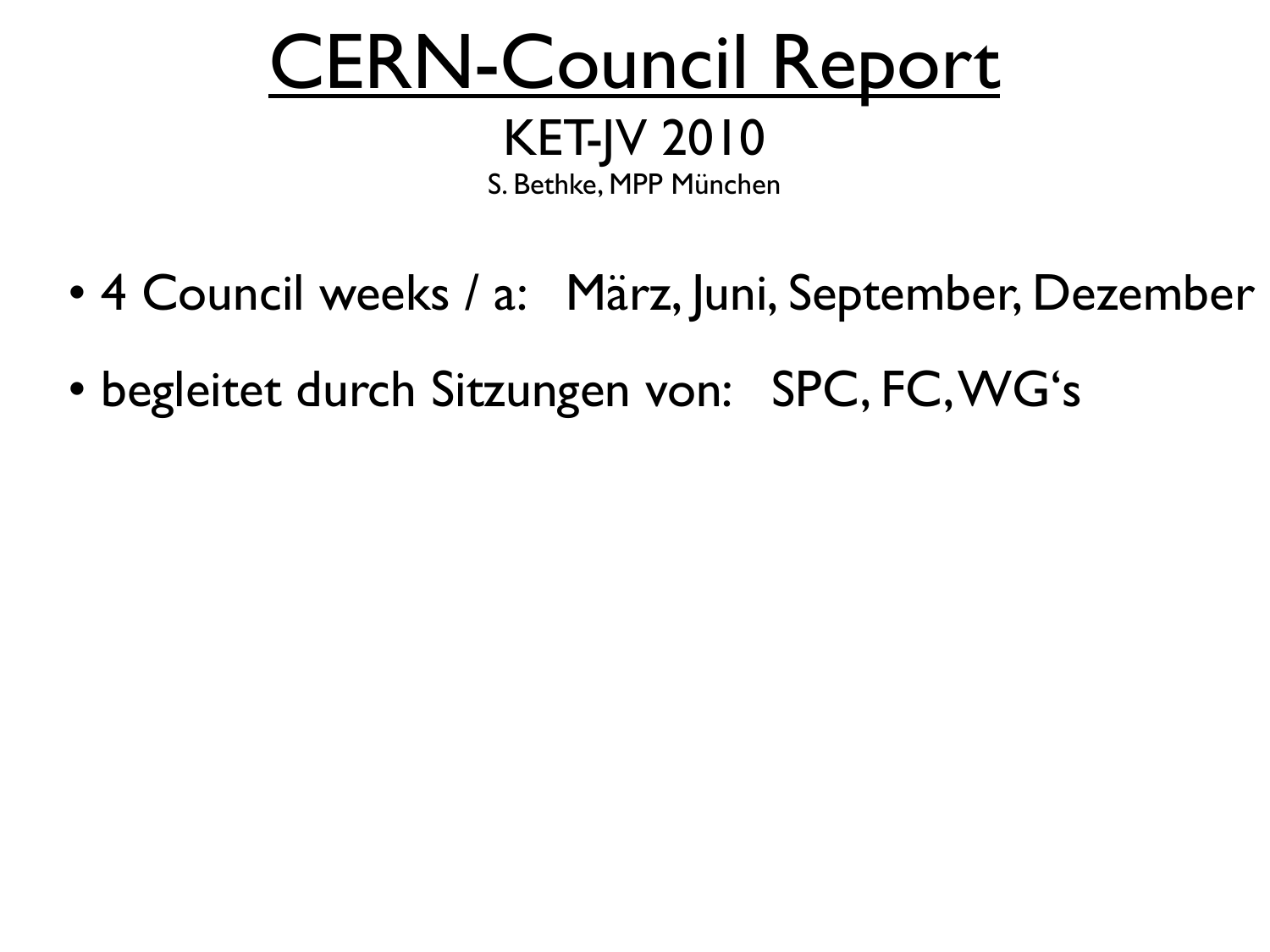# CERN-Council Report

KET-JV 2010

S. Bethke, MPP München

- 4 Council weeks / a: März, Juni, September, Dezember
- begleitet durch Sitzungen von: SPC, FC, WG's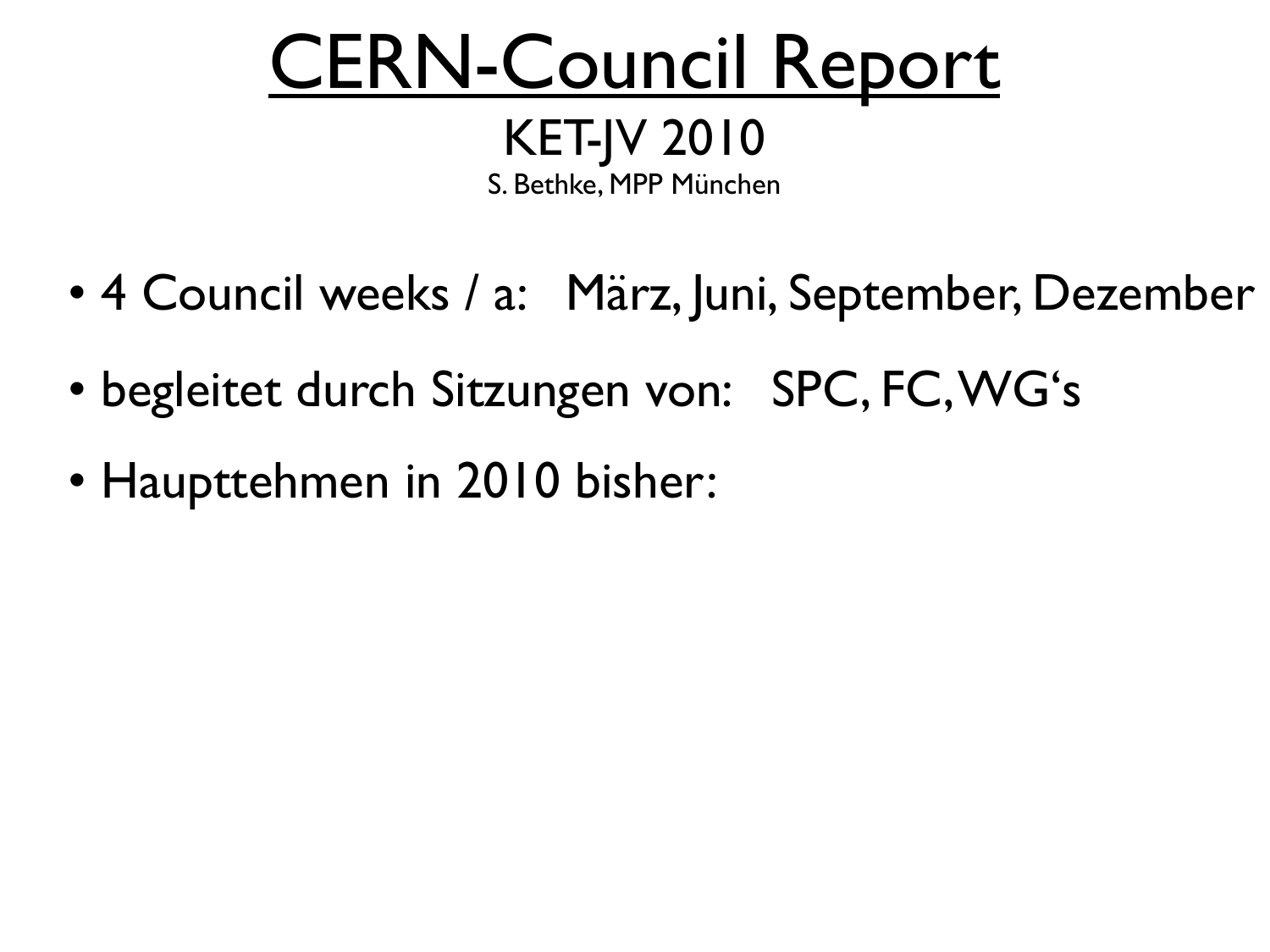# CERN-Council Report

KET-JV 2010

S. Bethke, MPP München

- 4 Council weeks / a: März, Juni, September, Dezember
- begleitet durch Sitzungen von: SPC, FC, WG's
- Haupttehmen in 2010 bisher: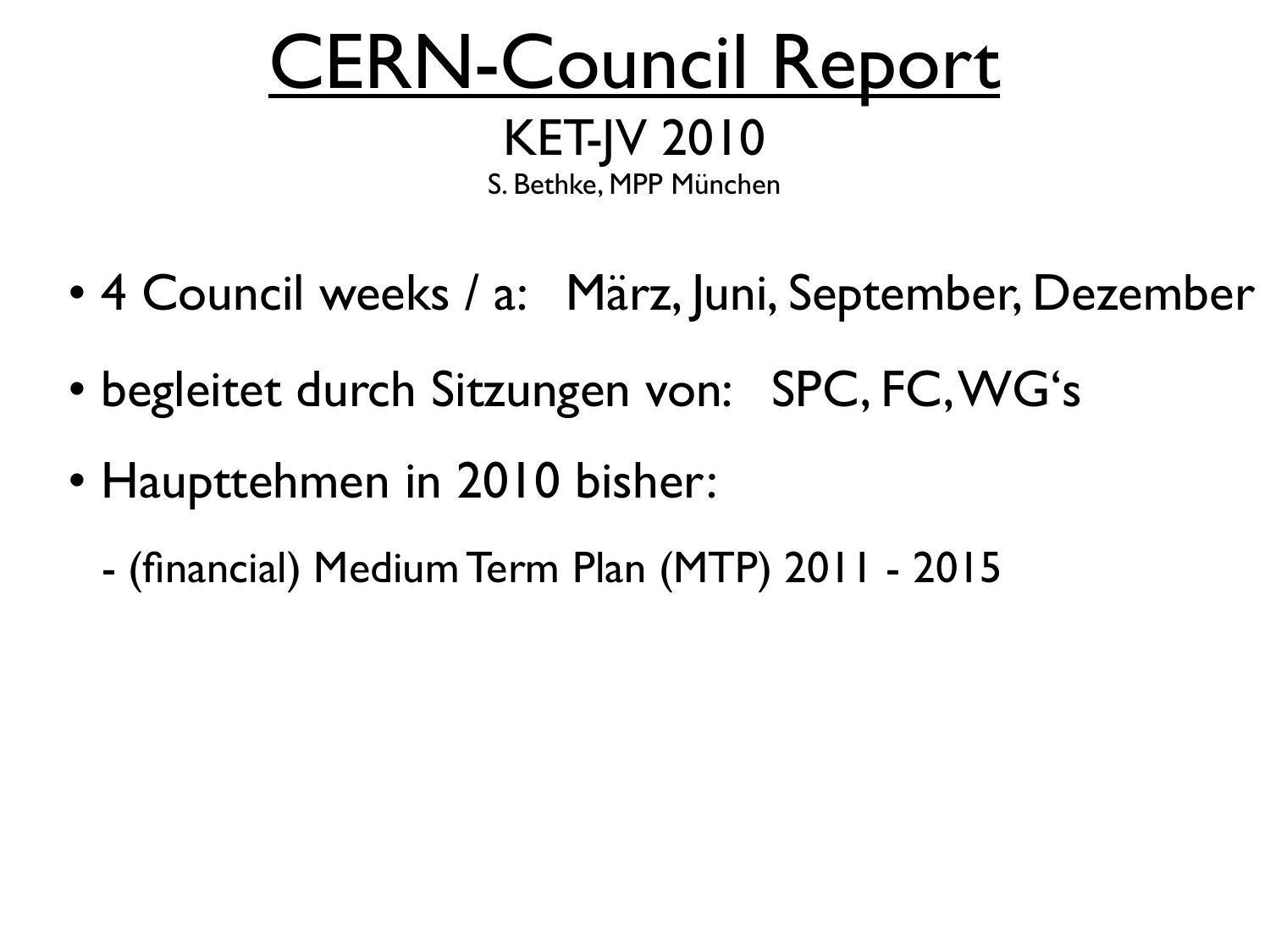# CERN-Council Report

KET-JV 2010

S. Bethke, MPP München

- 4 Council weeks / a: März, Juni, September, Dezember
- begleitet durch Sitzungen von: SPC, FC, WG‘s
- Haupttehmen in 2010 bisher:
  - (financial) Medium Term Plan (MTP) 2011 - 2015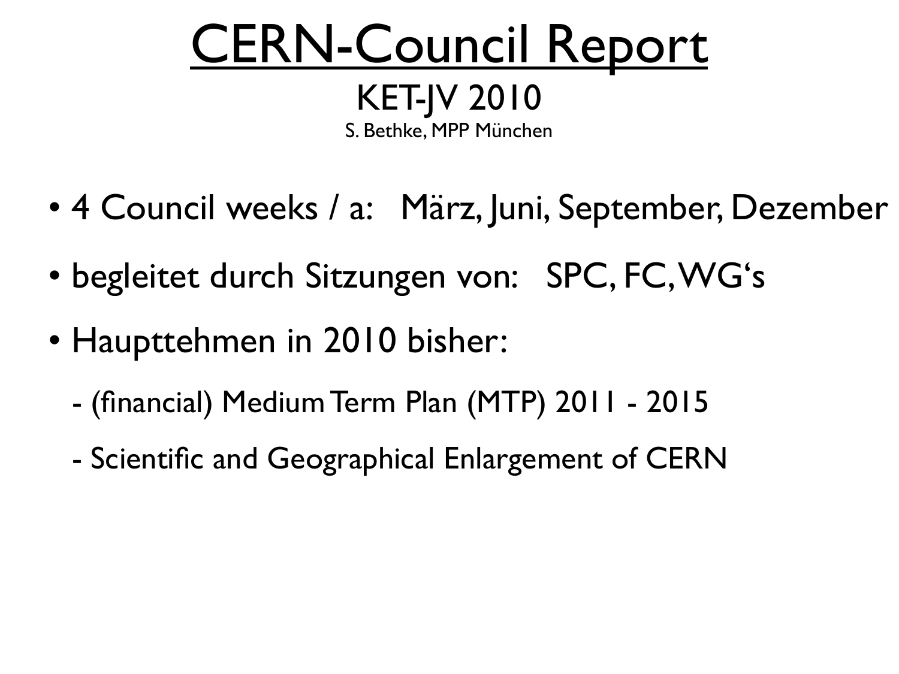# CERN-Council Report

KET-JV 2010

S. Bethke, MPP München

- 4 Council weeks / a: März, Juni, September, Dezember
- begleitet durch Sitzungen von: SPC, FC, WG's
- Haupttehmen in 2010 bisher:
  - (financial) Medium Term Plan (MTP) 2011 - 2015
  - Scientific and Geographical Enlargement of CERN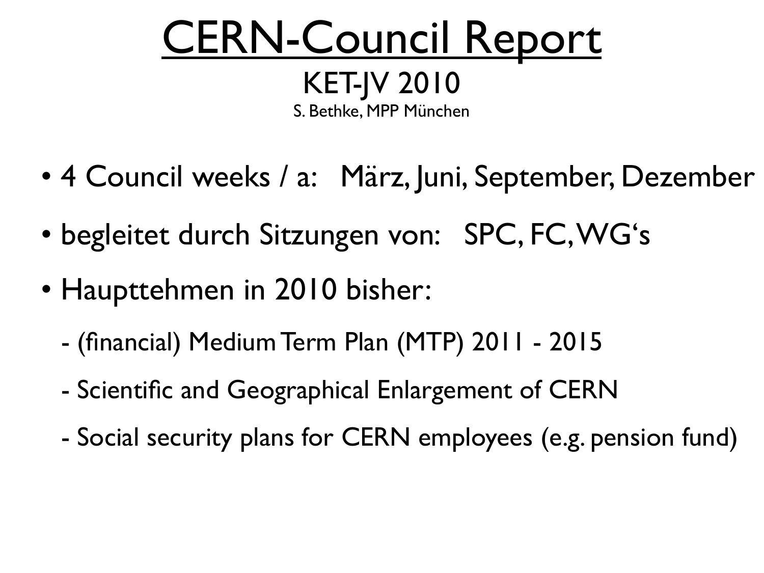# CERN-Council Report

KET-JV 2010

S. Bethke, MPP München

- 4 Council weeks / a: März, Juni, September, Dezember
- begleitet durch Sitzungen von: SPC, FC, WG's
- Haupttehmen in 2010 bisher:
  - (financial) Medium Term Plan (MTP) 2011 - 2015
  - Scientific and Geographical Enlargement of CERN
  - Social security plans for CERN employees (e.g. pension fund)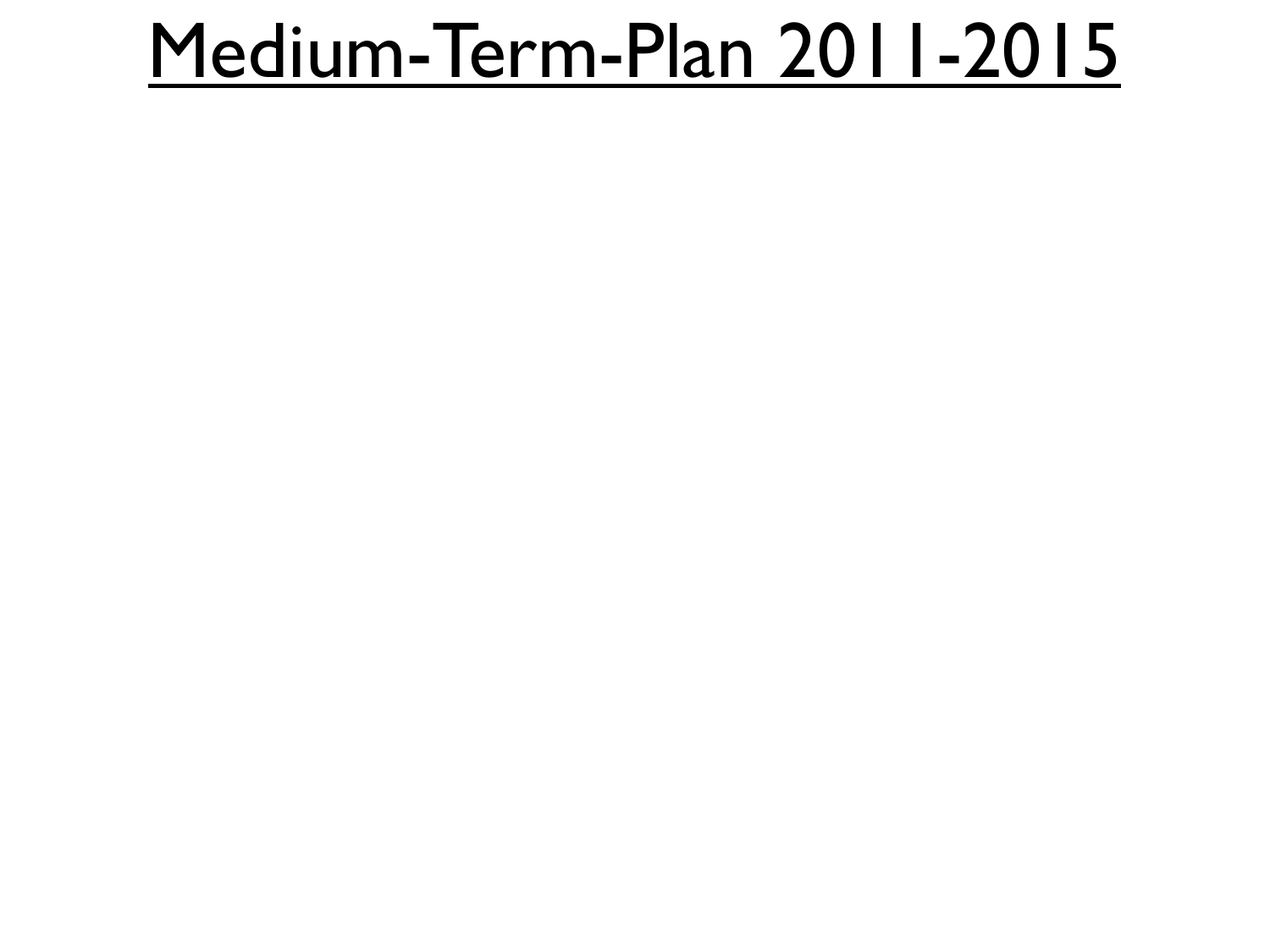# Medium-Term-Plan 2011-2015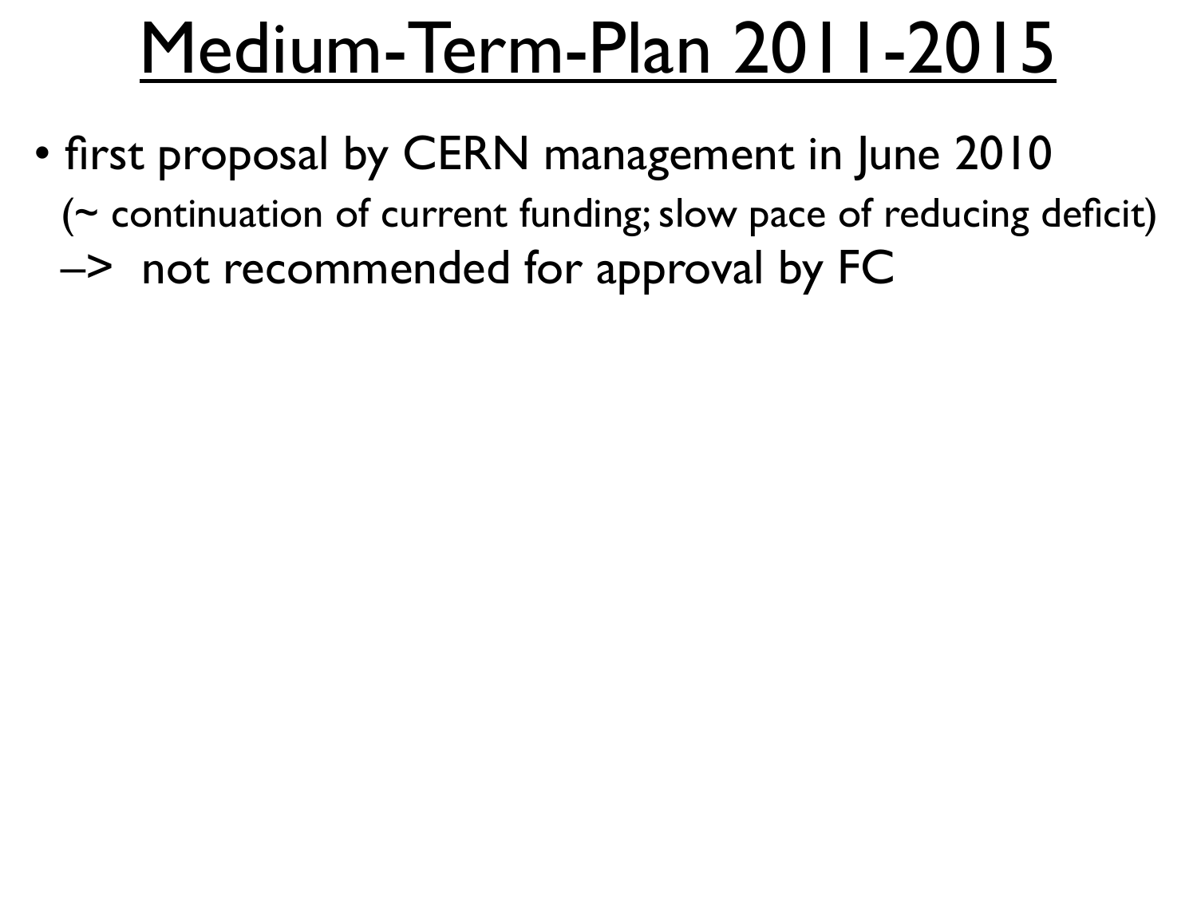# Medium-Term-Plan 2011-2015

- first proposal by CERN management in June 2010
  (~ continuation of current funding; slow pace of reducing deficit)
  –> not recommended for approval by FC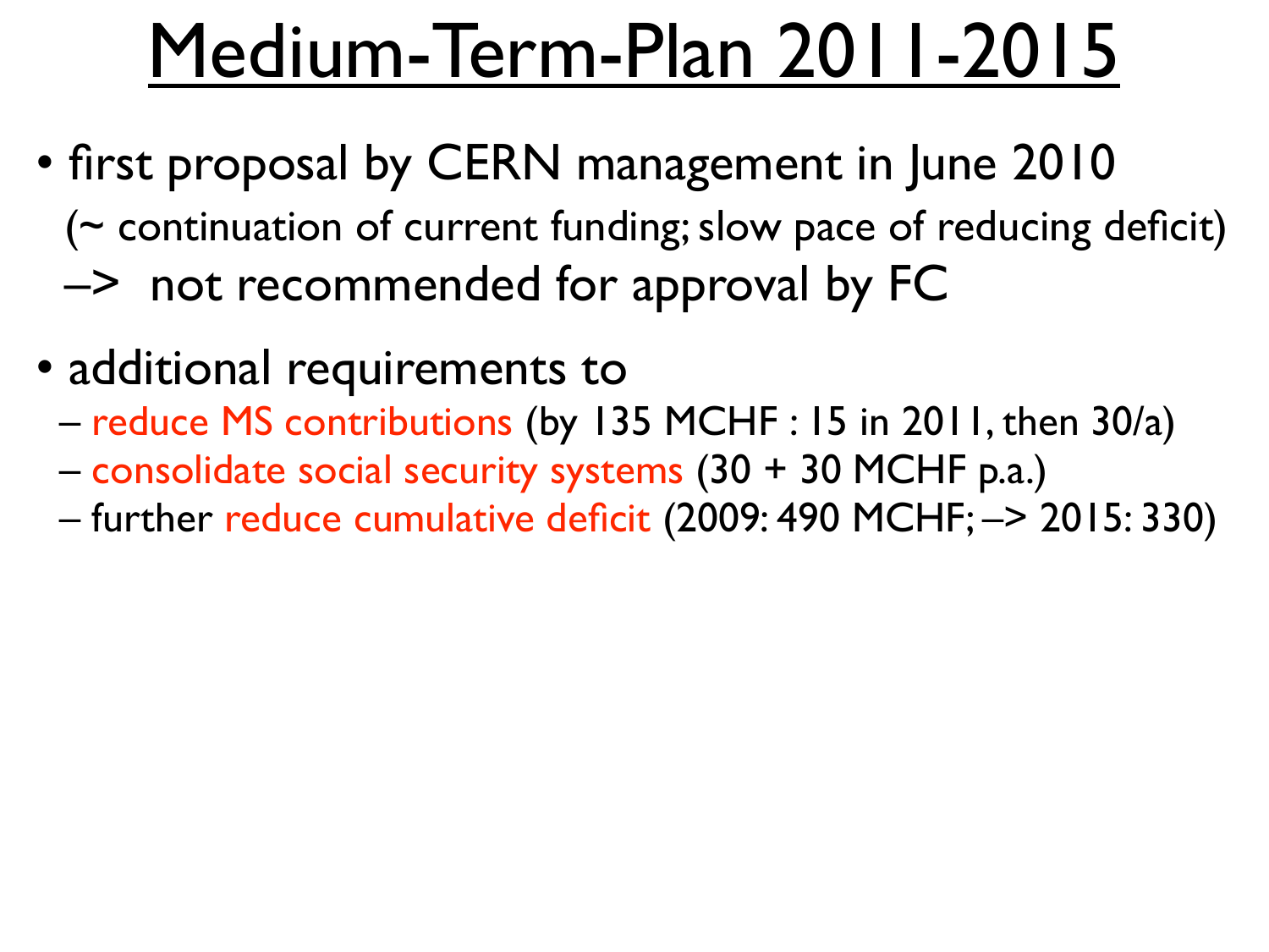# Medium-Term-Plan 2011-2015

- first proposal by CERN management in June 2010
  (~ continuation of current funding; slow pace of reducing deficit)
  –> not recommended for approval by FC

- additional requirements to
  – reduce MS contributions (by 135 MCHF : 15 in 2011, then 30/a)
  – consolidate social security systems (30 + 30 MCHF p.a.)
  – further reduce cumulative deficit (2009: 490 MCHF; –> 2015: 330)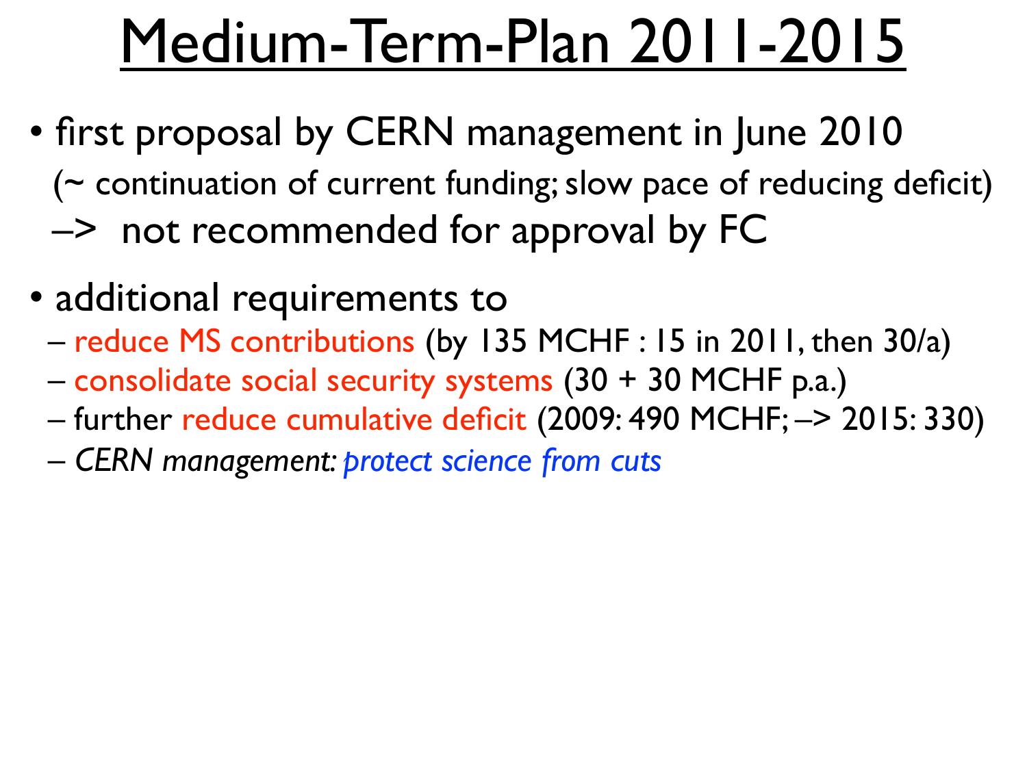# Medium-Term-Plan 2011-2015

- first proposal by CERN management in June 2010
  (~ continuation of current funding; slow pace of reducing deficit)
  –> not recommended for approval by FC

- additional requirements to
  – reduce MS contributions (by 135 MCHF : 15 in 2011, then 30/a)
  – consolidate social security systems (30 + 30 MCHF p.a.)
  – further reduce cumulative deficit (2009: 490 MCHF; –> 2015: 330)
  – *CERN management: protect science from cuts*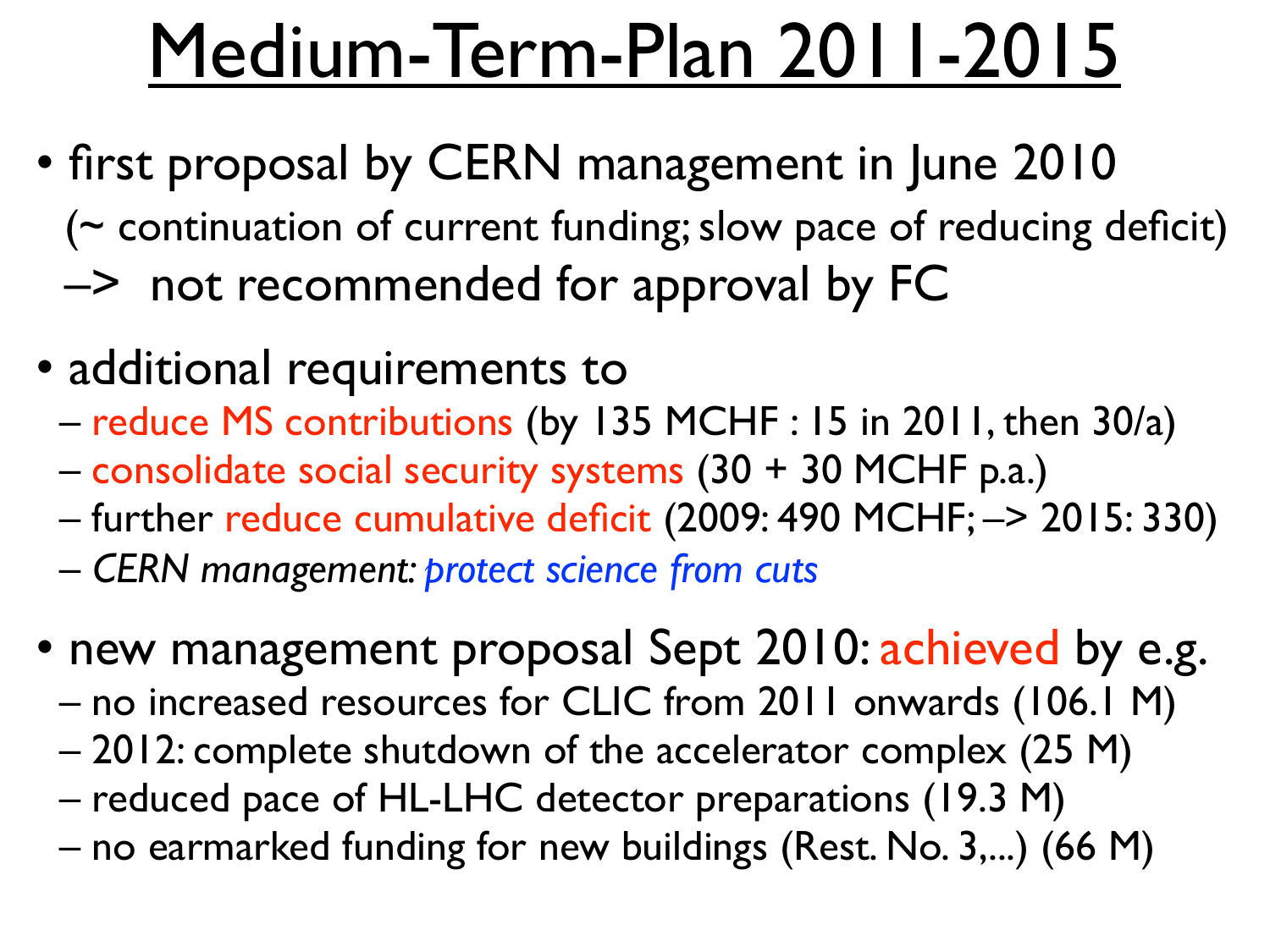# Medium-Term-Plan 2011-2015

- first proposal by CERN management in June 2010
  (~ continuation of current funding; slow pace of reducing deficit)
  –> not recommended for approval by FC

- additional requirements to
  - reduce MS contributions (by 135 MCHF : 15 in 2011, then 30/a)
  - consolidate social security systems (30 + 30 MCHF p.a.)
  - further reduce cumulative deficit (2009: 490 MCHF; –> 2015: 330)
  - *CERN management: protect science from cuts*

- new management proposal Sept 2010: achieved by e.g.
  - no increased resources for CLIC from 2011 onwards (106.1 M)
  - 2012: complete shutdown of the accelerator complex (25 M)
  - reduced pace of HL-LHC detector preparations (19.3 M)
  - no earmarked funding for new buildings (Rest. No. 3,...) (66 M)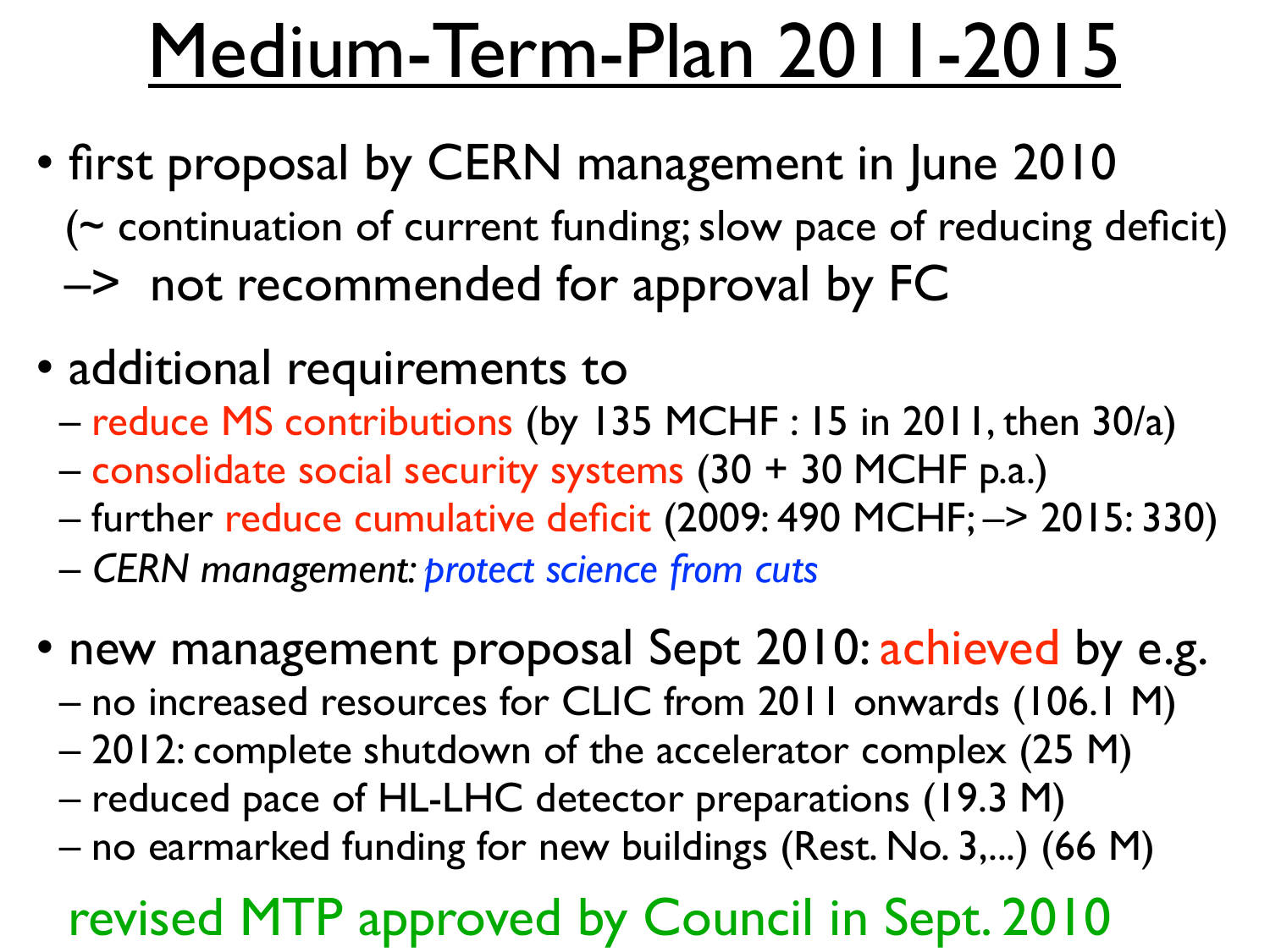# Medium-Term-Plan 2011-2015

- first proposal by CERN management in June 2010
  (~ continuation of current funding; slow pace of reducing deficit)
  –> not recommended for approval by FC

- additional requirements to
  - reduce MS contributions (by 135 MCHF : 15 in 2011, then 30/a)
  - consolidate social security systems (30 + 30 MCHF p.a.)
  - further reduce cumulative deficit (2009: 490 MCHF; –> 2015: 330)
  - *CERN management: protect science from cuts*

- new management proposal Sept 2010: achieved by e.g.
  - no increased resources for CLIC from 2011 onwards (106.1 M)
  - 2012: complete shutdown of the accelerator complex (25 M)
  - reduced pace of HL-LHC detector preparations (19.3 M)
  - no earmarked funding for new buildings (Rest. No. 3,...) (66 M)

revised MTP approved by Council in Sept. 2010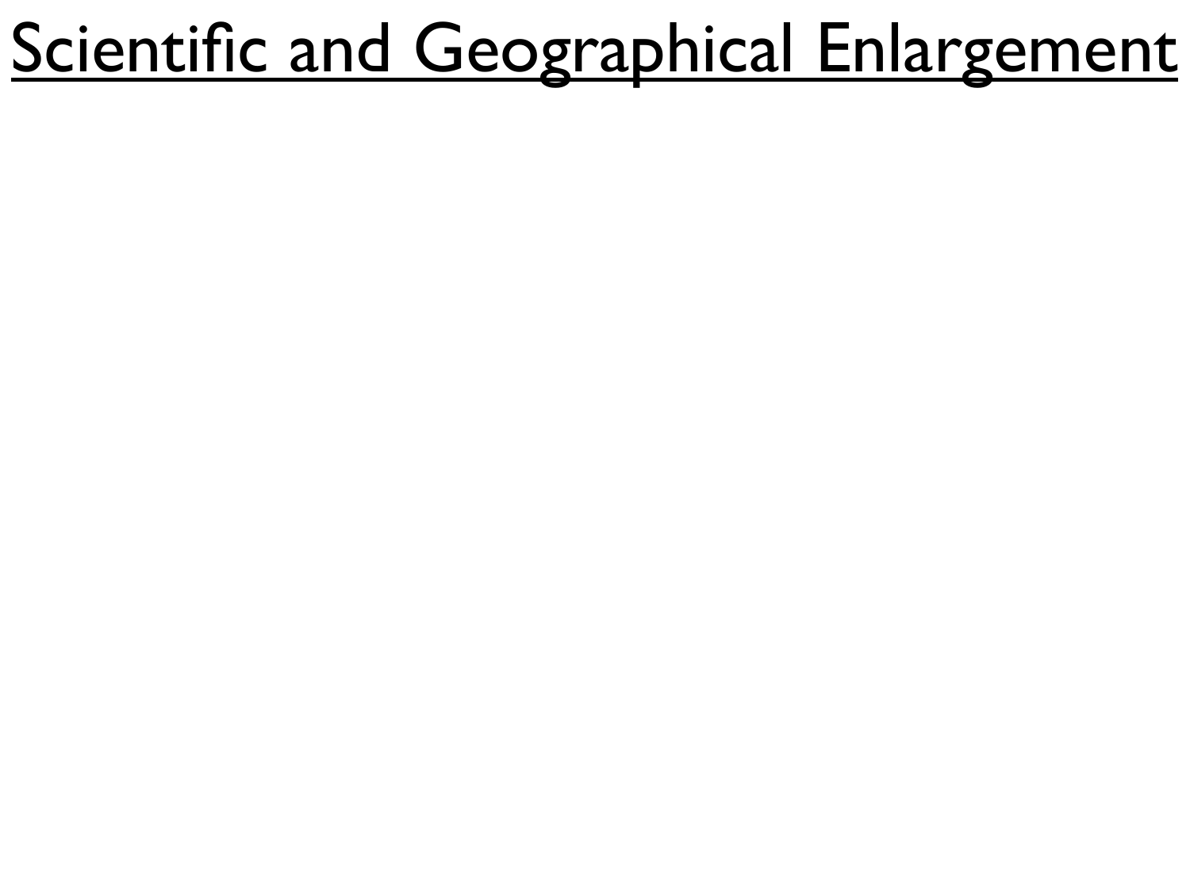# Scientific and Geographical Enlargement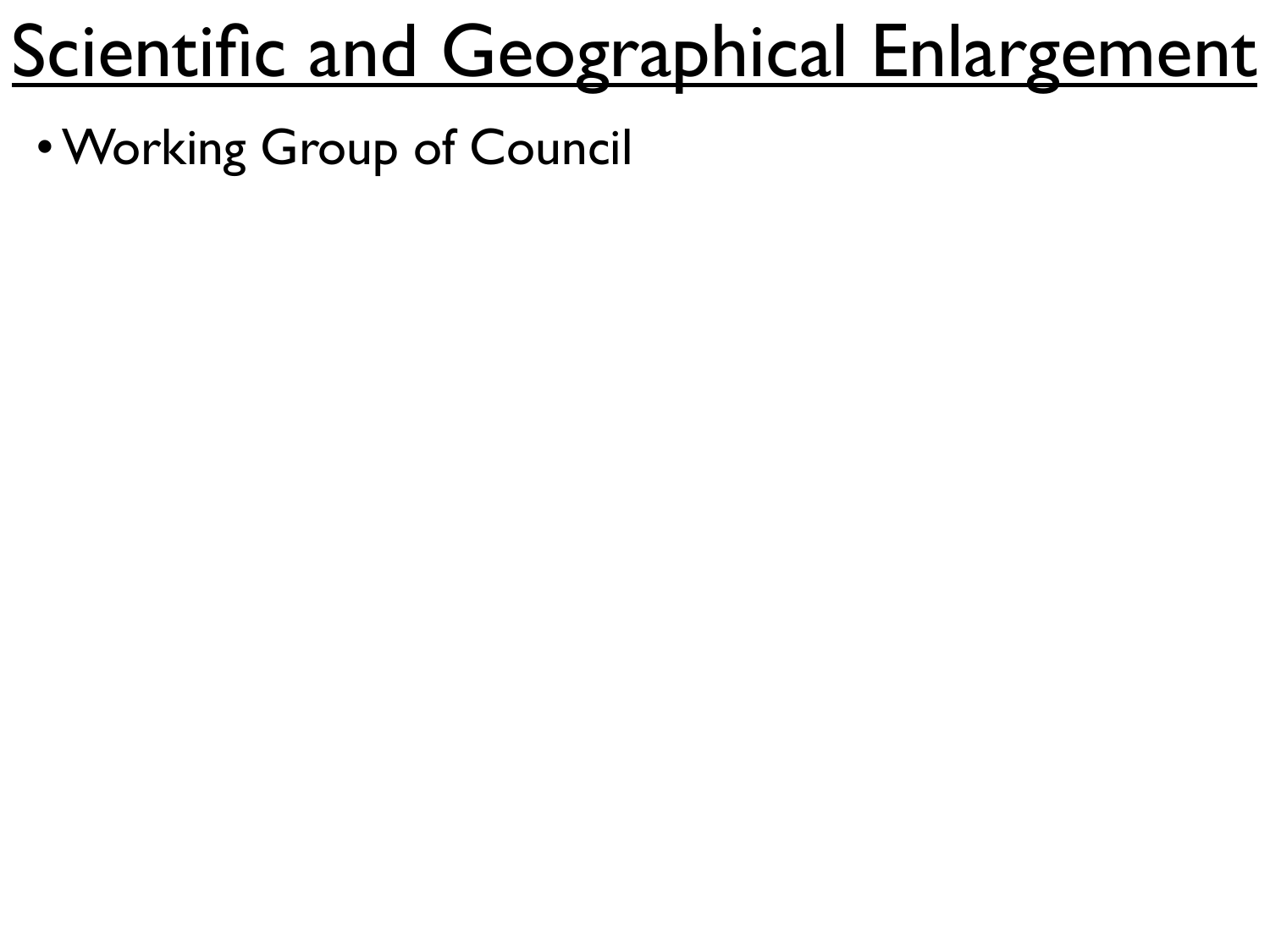# Scientific and Geographical Enlargement

- Working Group of Council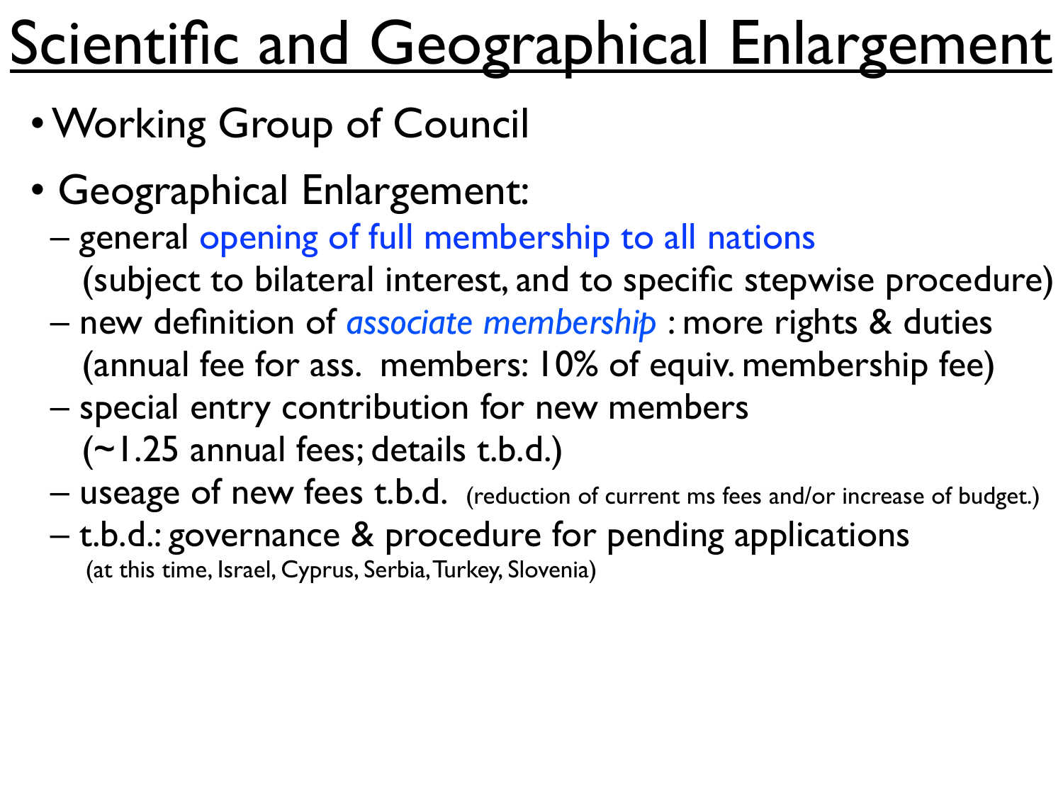# Scientific and Geographical Enlargement

- Working Group of Council
- Geographical Enlargement:
  - general opening of full membership to all nations (subject to bilateral interest, and to specific stepwise procedure)
  - new definition of *associate membership* : more rights & duties (annual fee for ass. members: 10% of equiv. membership fee)
  - special entry contribution for new members (~1.25 annual fees; details t.b.d.)
  - useage of new fees t.b.d. (reduction of current ms fees and/or increase of budget.)
  - t.b.d.: governance & procedure for pending applications (at this time, Israel, Cyprus, Serbia, Turkey, Slovenia)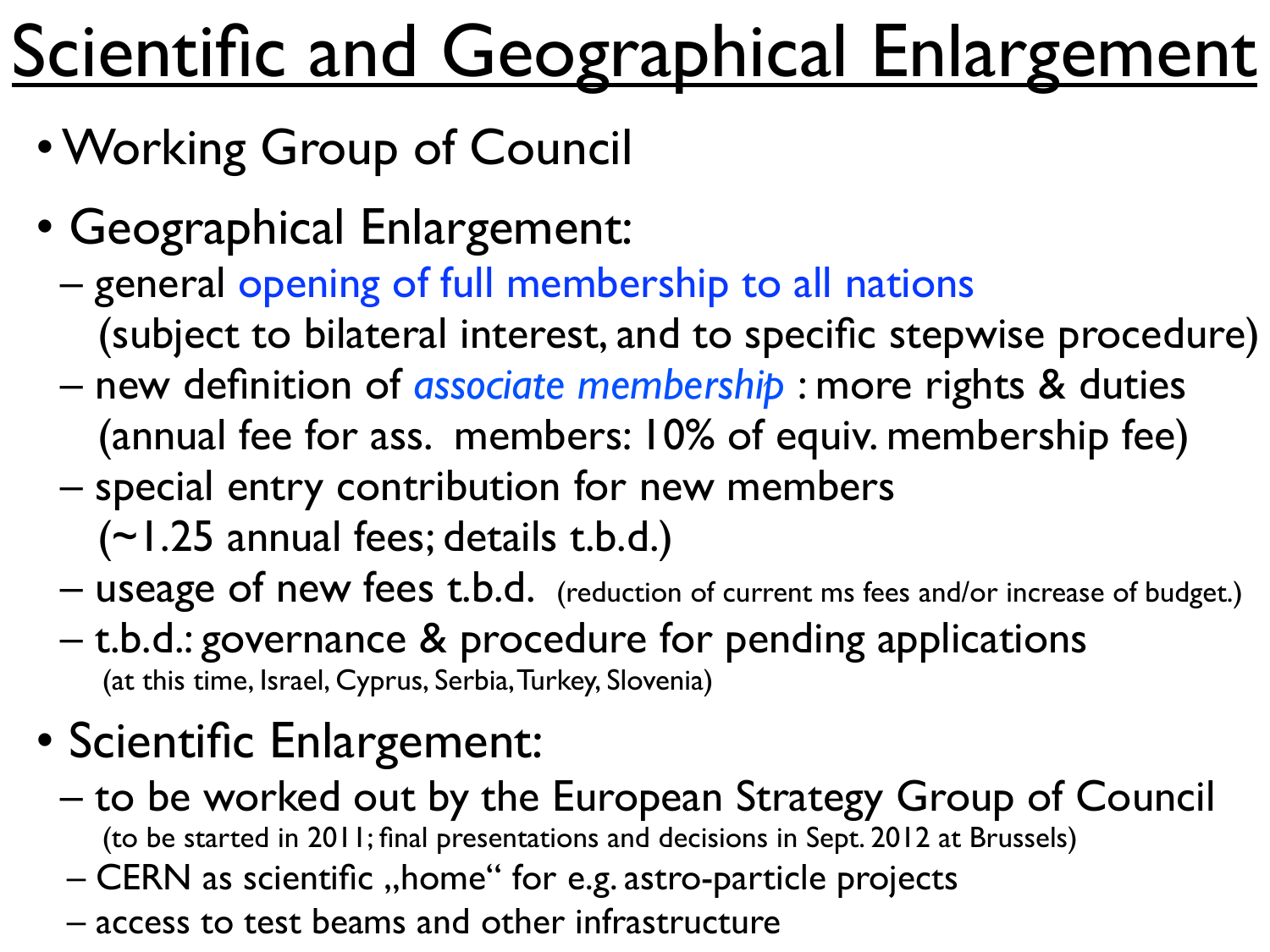# Scientific and Geographical Enlargement

- Working Group of Council
- Geographical Enlargement:
  - general opening of full membership to all nations (subject to bilateral interest, and to specific stepwise procedure)
  - new definition of *associate membership* : more rights & duties (annual fee for ass. members: 10% of equiv. membership fee)
  - special entry contribution for new members (~1.25 annual fees; details t.b.d.)
  - useage of new fees t.b.d. (reduction of current ms fees and/or increase of budget.)
  - t.b.d.: governance & procedure for pending applications (at this time, Israel, Cyprus, Serbia, Turkey, Slovenia)
- Scientific Enlargement:
  - to be worked out by the European Strategy Group of Council (to be started in 2011; final presentations and decisions in Sept. 2012 at Brussels)
  - CERN as scientific „home" for e.g. astro-particle projects
  - access to test beams and other infrastructure